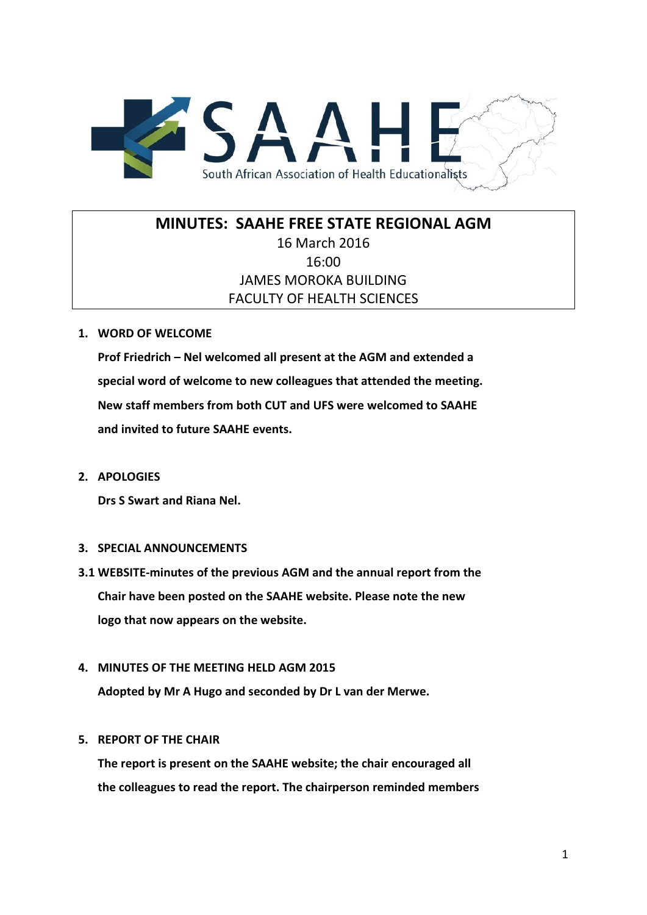SAAHE

South African Association of Health Educationalists

# MINUTES: SAAHE FREE STATE REGIONAL AGM

16 March 2016

16:00

JAMES MOROKA BUILDING

FACULTY OF HEALTH SCIENCES

1. **WORD OF WELCOME**

   **Prof Friedrich – Nel welcomed all present at the AGM and extended a special word of welcome to new colleagues that attended the meeting. New staff members from both CUT and UFS were welcomed to SAAHE and invited to future SAAHE events.**

2. **APOLOGIES**

   **Drs S Swart and Riana Nel.**

3. **SPECIAL ANNOUNCEMENTS**

**3.1 WEBSITE-minutes of the previous AGM and the annual report from the Chair have been posted on the SAAHE website. Please note the new logo that now appears on the website.**

4. **MINUTES OF THE MEETING HELD AGM 2015**

   **Adopted by Mr A Hugo and seconded by Dr L van der Merwe.**

5. **REPORT OF THE CHAIR**

   **The report is present on the SAAHE website; the chair encouraged all the colleagues to read the report. The chairperson reminded members**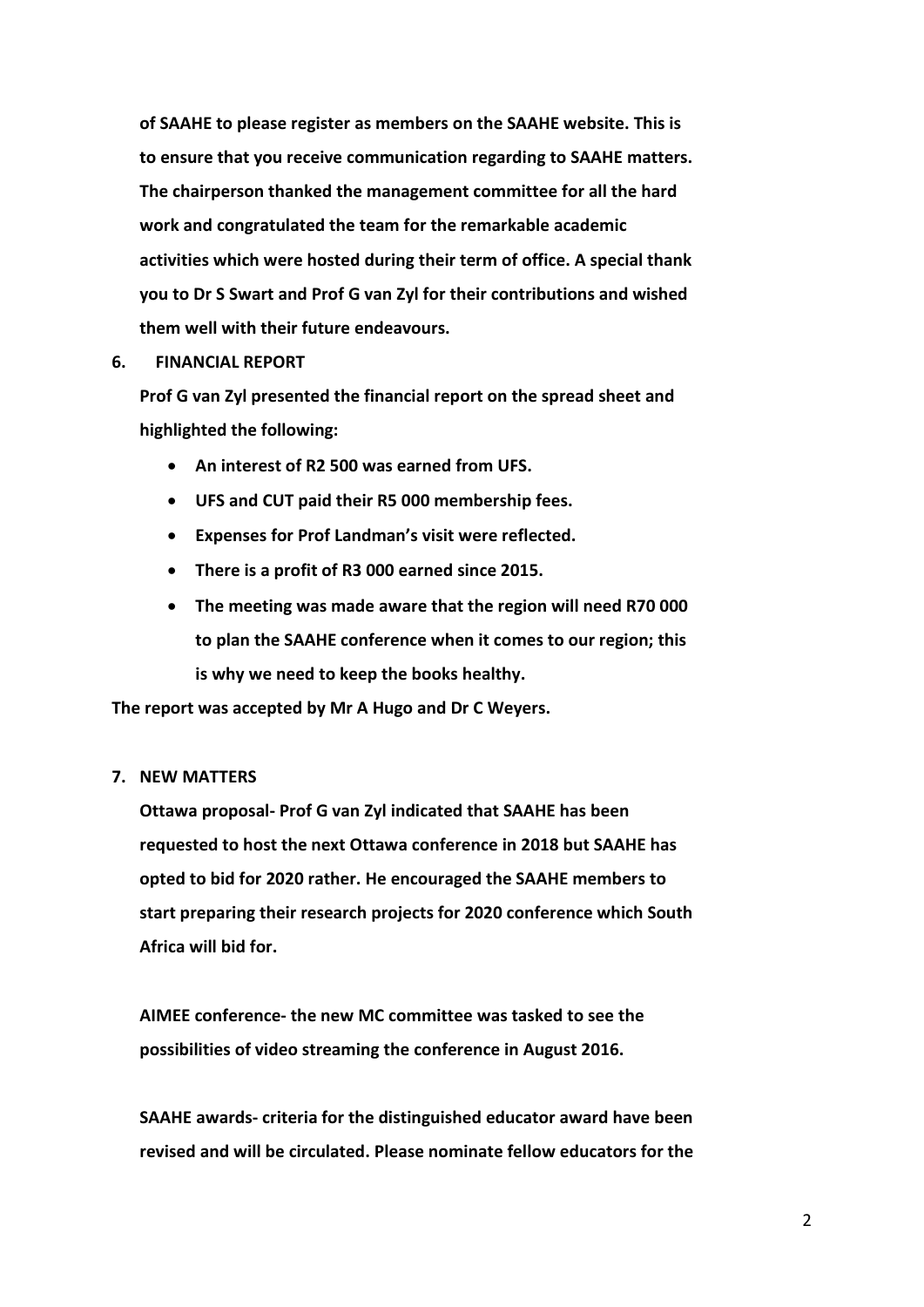**of SAAHE to please register as members on the SAAHE website. This is to ensure that you receive communication regarding to SAAHE matters. The chairperson thanked the management committee for all the hard work and congratulated the team for the remarkable academic activities which were hosted during their term of office. A special thank you to Dr S Swart and Prof G van Zyl for their contributions and wished them well with their future endeavours.**

**6. FINANCIAL REPORT**

**Prof G van Zyl presented the financial report on the spread sheet and highlighted the following:**

- **An interest of R2 500 was earned from UFS.**
- **UFS and CUT paid their R5 000 membership fees.**
- **Expenses for Prof Landman's visit were reflected.**
- **There is a profit of R3 000 earned since 2015.**
- **The meeting was made aware that the region will need R70 000 to plan the SAAHE conference when it comes to our region; this is why we need to keep the books healthy.**

**The report was accepted by Mr A Hugo and Dr C Weyers.**

**7. NEW MATTERS**

**Ottawa proposal- Prof G van Zyl indicated that SAAHE has been requested to host the next Ottawa conference in 2018 but SAAHE has opted to bid for 2020 rather. He encouraged the SAAHE members to start preparing their research projects for 2020 conference which South Africa will bid for.**

**AIMEE conference- the new MC committee was tasked to see the possibilities of video streaming the conference in August 2016.**

**SAAHE awards- criteria for the distinguished educator award have been revised and will be circulated. Please nominate fellow educators for the**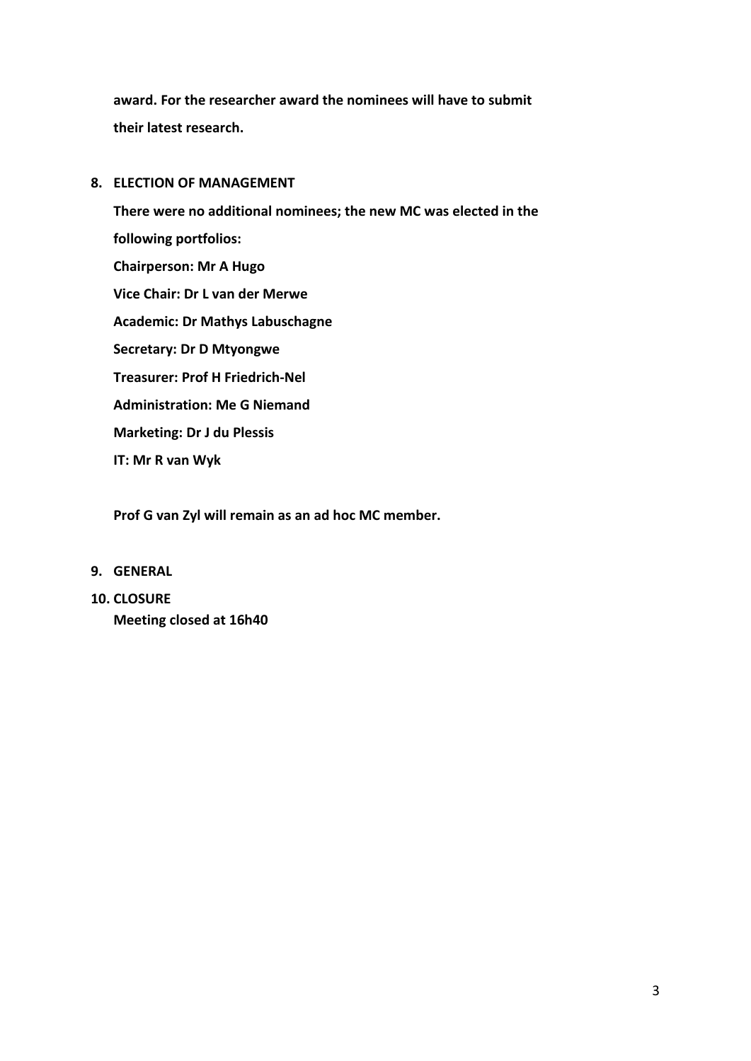**award. For the researcher award the nominees will have to submit their latest research.**

**8. ELECTION OF MANAGEMENT**

**There were no additional nominees; the new MC was elected in the following portfolios:**

**Chairperson: Mr A Hugo**

**Vice Chair: Dr L van der Merwe**

**Academic: Dr Mathys Labuschagne**

**Secretary: Dr D Mtyongwe**

**Treasurer: Prof H Friedrich-Nel**

**Administration: Me G Niemand**

**Marketing: Dr J du Plessis**

**IT: Mr R van Wyk**

**Prof G van Zyl will remain as an ad hoc MC member.**

**9. GENERAL**

**10. CLOSURE**

**Meeting closed at 16h40**